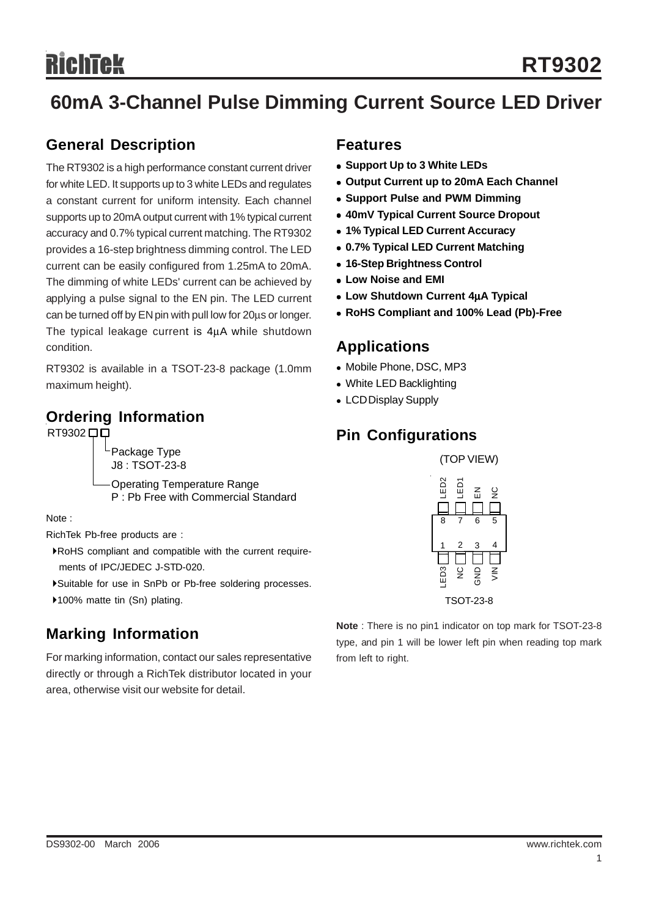# RT9302

## 60mA 3-Channel Pulse Dimming Current Source LED Driver

## General Description

The RT9302 is a high performance constant current driver for white LED. It supports up to 3 white LEDs and regulates a constant current for uniform intensity. Each channel supports up to 20mA output current with 1% typical current accuracy and 0.7% typical current matching. The RT9302 provides a 16-step brightness dimming control. The LED current can be easily configured from 1.25mA to 20mA. The dimming of white LEDs' current can be achieved by applying a pulse signal to the EN pin. The LED current can be turned off by EN pin with pull low for 20μs or longer. The typical leakage current is 4μA while shutdown condition.

RT9302 is available in a TSOT-23-8 package (1.0mm maximum height).

## Ordering Information

RT9302 □□
- Package Type
  J8 : TSOT-23-8
- Operating Temperature Range
  P : Pb Free with Commercial Standard

Note :

RichTek Pb-free products are :

- RoHS compliant and compatible with the current requirements of IPC/JEDEC J-STD-020.
- Suitable for use in SnPb or Pb-free soldering processes.
- 100% matte tin (Sn) plating.

## Marking Information

For marking information, contact our sales representative directly or through a RichTek distributor located in your area, otherwise visit our website for detail.

## Features

- **Support Up to 3 White LEDs**
- **Output Current up to 20mA Each Channel**
- **Support Pulse and PWM Dimming**
- **40mV Typical Current Source Dropout**
- **1% Typical LED Current Accuracy**
- **0.7% Typical LED Current Matching**
- **16-Step Brightness Control**
- **Low Noise and EMI**
- **Low Shutdown Current 4μA Typical**
- **RoHS Compliant and 100% Lead (Pb)-Free**

## Applications

- Mobile Phone, DSC, MP3
- White LED Backlighting
- LCD Display Supply

## Pin Configurations

(TOP VIEW)

| Pin | Name | Pin | Name |
|---|---|---|---|
| 8 | LED2 | 1 | LED3 |
| 7 | LED1 | 2 | NC |
| 6 | EN | 3 | GND |
| 5 | NC | 4 | VIN |

TSOT-23-8

**Note** : There is no pin1 indicator on top mark for TSOT-23-8 type, and pin 1 will be lower left pin when reading top mark from left to right.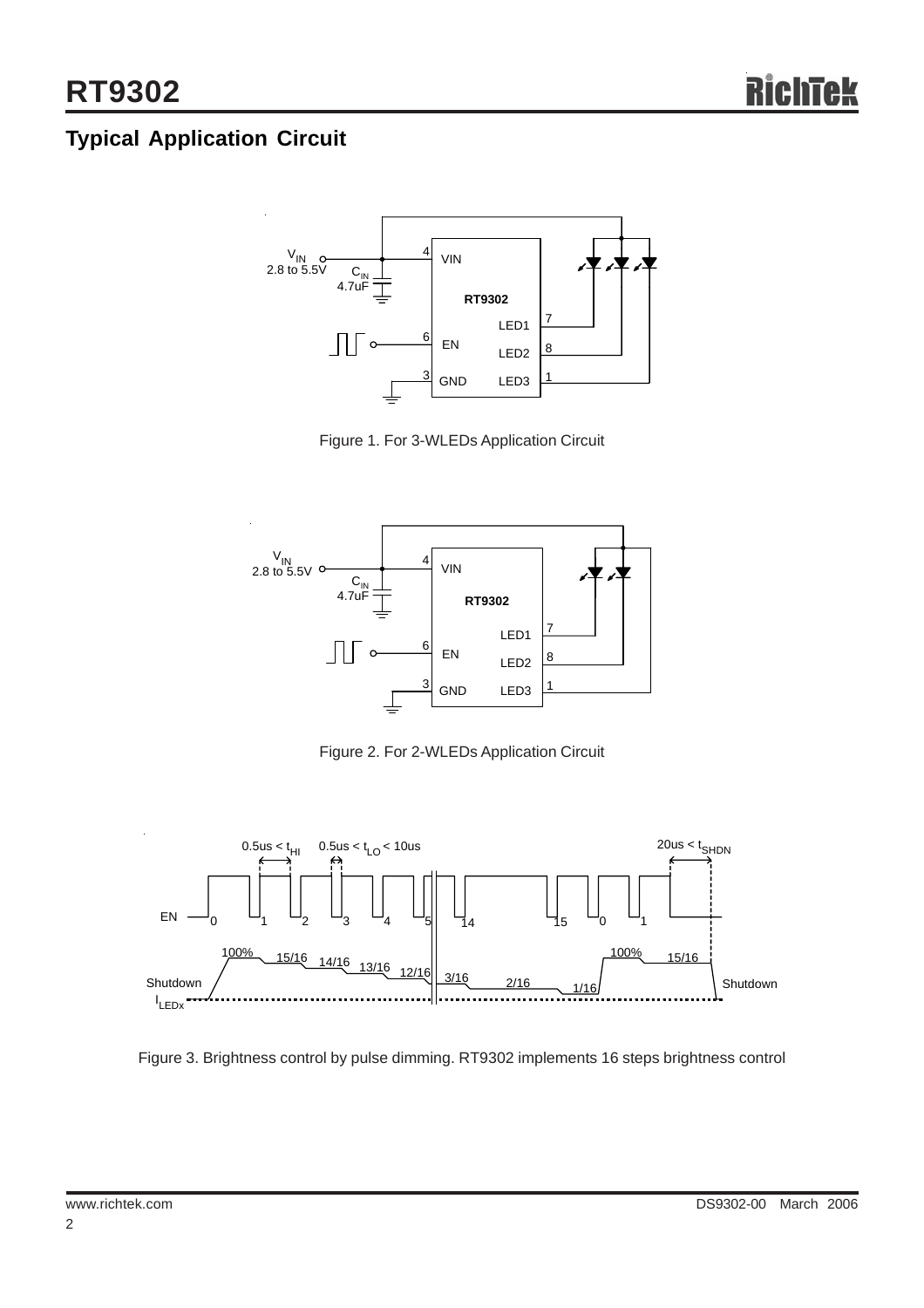## Typical Application Circuit

Figure 1. For 3-WLEDs Application Circuit

Figure 2. For 2-WLEDs Application Circuit

Figure 3. Brightness control by pulse dimming. RT9302 implements 16 steps brightness control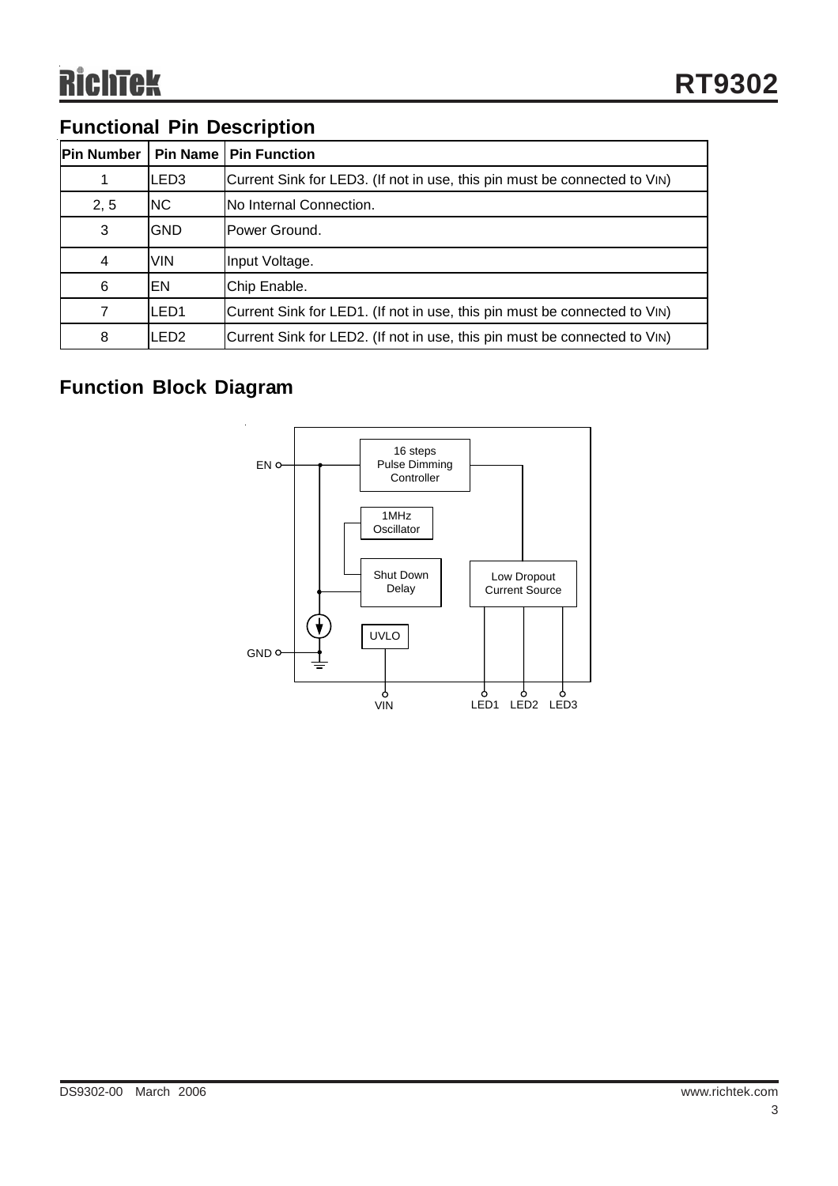## Functional Pin Description

| Pin Number | Pin Name | Pin Function |
|---|---|---|
| 1 | LED3 | Current Sink for LED3. (If not in use, this pin must be connected to $V_{IN}$) |
| 2, 5 | NC | No Internal Connection. |
| 3 | GND | Power Ground. |
| 4 | VIN | Input Voltage. |
| 6 | EN | Chip Enable. |
| 7 | LED1 | Current Sink for LED1. (If not in use, this pin must be connected to $V_{IN}$) |
| 8 | LED2 | Current Sink for LED2. (If not in use, this pin must be connected to $V_{IN}$) |

## Function Block Diagram

EN, GND, VIN, LED1, LED2, LED3

16 steps Pulse Dimming Controller

1MHz Oscillator

Shut Down Delay

Low Dropout Current Source

UVLO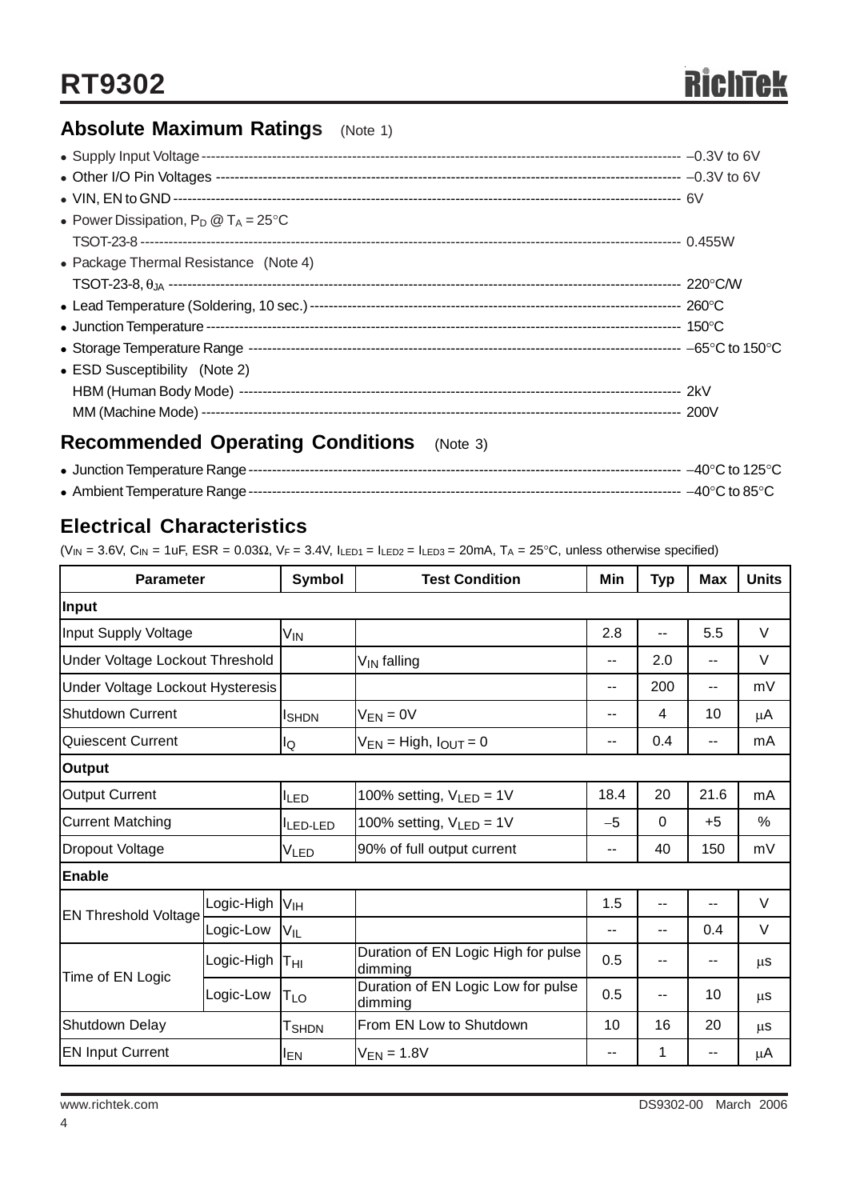## Absolute Maximum Ratings (Note 1)

- Supply Input Voltage ---------- –0.3V to 6V
- Other I/O Pin Voltages ---------- –0.3V to 6V
- VIN, EN to GND ---------- 6V
- Power Dissipation, $P_D$ @ $T_A$ = 25°C
  TSOT-23-8 ---------- 0.455W
- Package Thermal Resistance (Note 4)
  TSOT-23-8, $\theta_{JA}$ ---------- 220°C/W
- Lead Temperature (Soldering, 10 sec.) ---------- 260°C
- Junction Temperature ---------- 150°C
- Storage Temperature Range ---------- –65°C to 150°C
- ESD Susceptibility (Note 2)
  HBM (Human Body Mode) ---------- 2kV
  MM (Machine Mode) ---------- 200V

## Recommended Operating Conditions (Note 3)

- Junction Temperature Range ---------- –40°C to 125°C
- Ambient Temperature Range ---------- –40°C to 85°C

## Electrical Characteristics

($V_{IN}$ = 3.6V, $C_{IN}$ = 1uF, ESR = 0.03Ω, $V_F$ = 3.4V, $I_{LED1}$ = $I_{LED2}$ = $I_{LED3}$ = 20mA, $T_A$ = 25°C, unless otherwise specified)

| Parameter | | Symbol | Test Condition | Min | Typ | Max | Units |
|---|---|---|---|---|---|---|---|
| **Input** | | | | | | | |
| Input Supply Voltage | | $V_{IN}$ | | 2.8 | -- | 5.5 | V |
| Under Voltage Lockout Threshold | | | $V_{IN}$ falling | -- | 2.0 | -- | V |
| Under Voltage Lockout Hysteresis | | | | -- | 200 | -- | mV |
| Shutdown Current | | $I_{SHDN}$ | $V_{EN}$ = 0V | -- | 4 | 10 | μA |
| Quiescent Current | | $I_Q$ | $V_{EN}$ = High, $I_{OUT}$ = 0 | -- | 0.4 | -- | mA |
| **Output** | | | | | | | |
| Output Current | | $I_{LED}$ | 100% setting, $V_{LED}$ = 1V | 18.4 | 20 | 21.6 | mA |
| Current Matching | | $I_{LED\text{-}LED}$ | 100% setting, $V_{LED}$ = 1V | –5 | 0 | +5 | % |
| Dropout Voltage | | $V_{LED}$ | 90% of full output current | -- | 40 | 150 | mV |
| **Enable** | | | | | | | |
| EN Threshold Voltage | Logic-High | $V_{IH}$ | | 1.5 | -- | -- | V |
| | Logic-Low | $V_{IL}$ | | -- | -- | 0.4 | V |
| Time of EN Logic | Logic-High | $T_{HI}$ | Duration of EN Logic High for pulse dimming | 0.5 | -- | -- | μs |
| | Logic-Low | $T_{LO}$ | Duration of EN Logic Low for pulse dimming | 0.5 | -- | 10 | μs |
| Shutdown Delay | | $T_{SHDN}$ | From EN Low to Shutdown | 10 | 16 | 20 | μs |
| EN Input Current | | $I_{EN}$ | $V_{EN}$ = 1.8V | -- | 1 | -- | μA |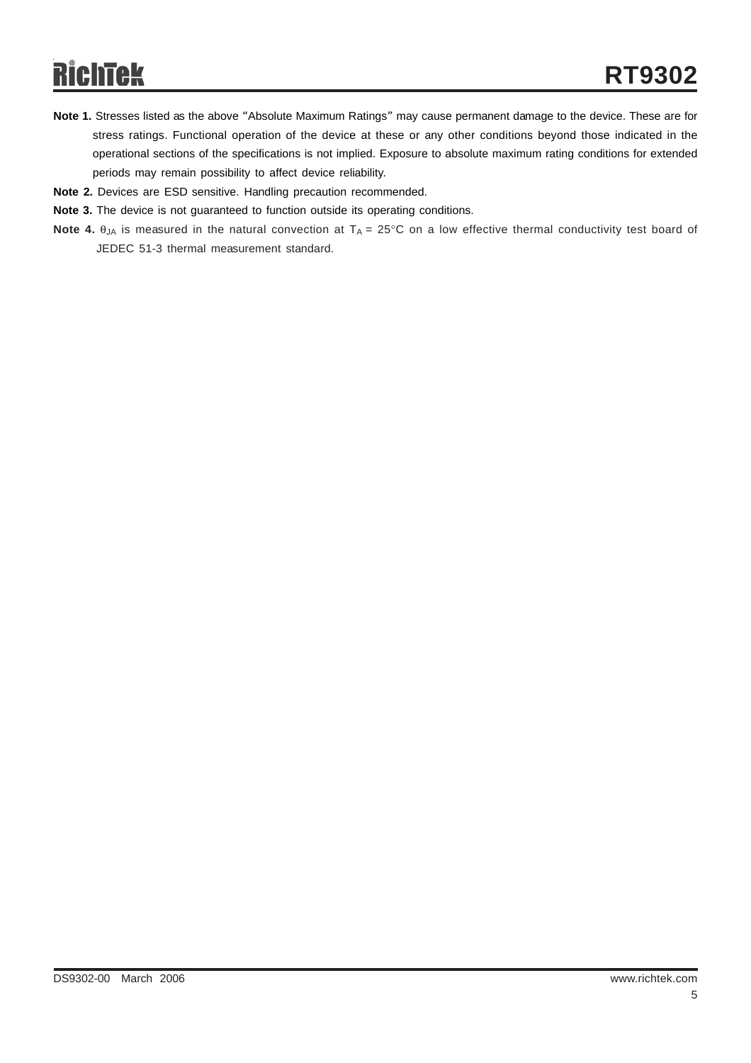**Note 1.** Stresses listed as the above "Absolute Maximum Ratings" may cause permanent damage to the device. These are for stress ratings. Functional operation of the device at these or any other conditions beyond those indicated in the operational sections of the specifications is not implied. Exposure to absolute maximum rating conditions for extended periods may remain possibility to affect device reliability.

**Note 2.** Devices are ESD sensitive. Handling precaution recommended.

**Note 3.** The device is not guaranteed to function outside its operating conditions.

**Note 4.** $\theta_{JA}$ is measured in the natural convection at $T_A$ = 25°C on a low effective thermal conductivity test board of JEDEC 51-3 thermal measurement standard.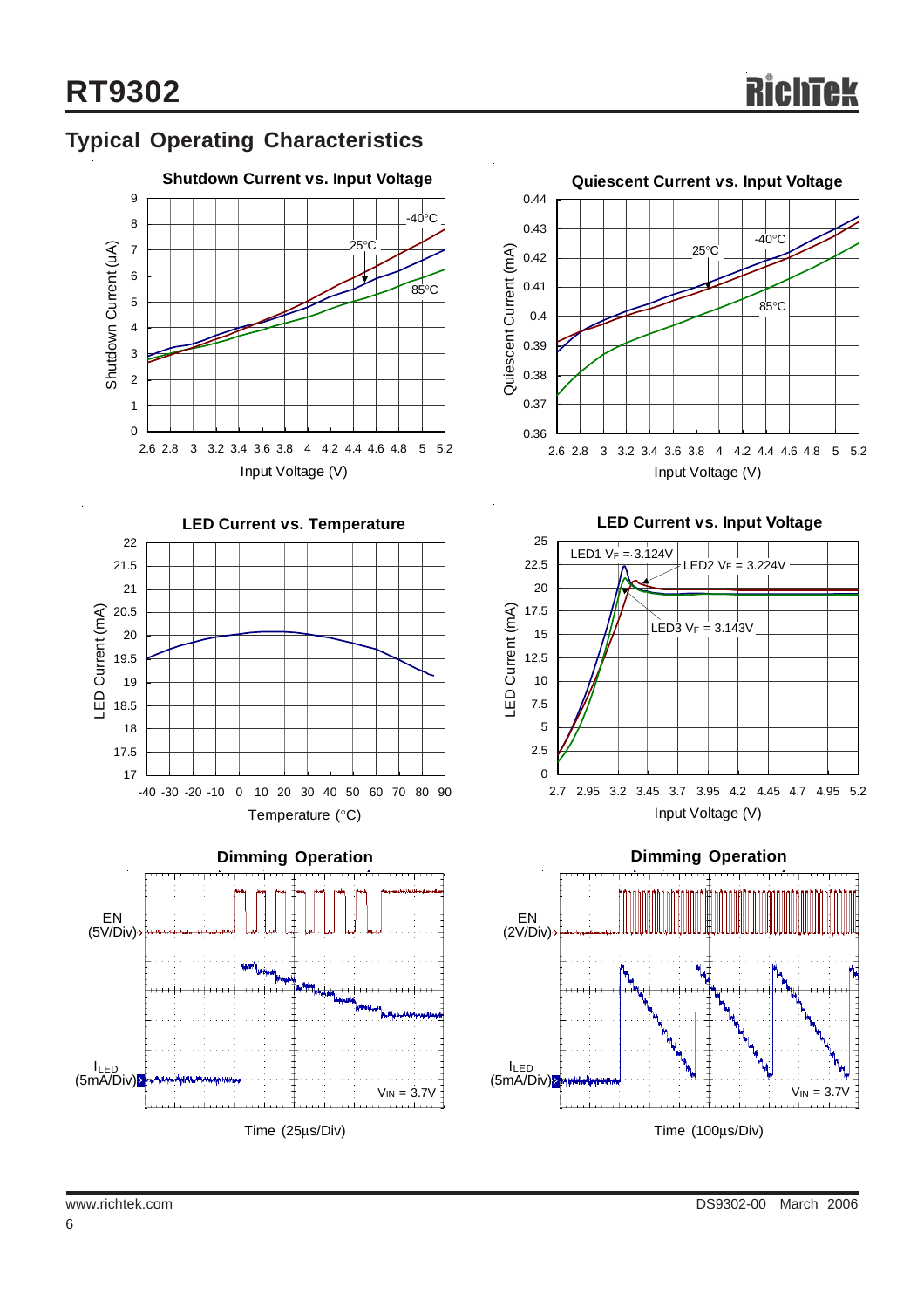## Typical Operating Characteristics

**Shutdown Current vs. Input Voltage**

Shutdown Current (uA) vs. Input Voltage (V); curves: -40°C, 25°C, 85°C

**Quiescent Current vs. Input Voltage**

Quiescent Current (mA) vs. Input Voltage (V); curves: -40°C, 25°C, 85°C

**LED Current vs. Temperature**

LED Current (mA) vs. Temperature (°C)

**LED Current vs. Input Voltage**

LED Current (mA) vs. Input Voltage (V); LED1 $V_F$ = 3.124V, LED2 $V_F$ = 3.224V, LED3 $V_F$ = 3.143V

**Dimming Operation**

EN (5V/Div), $I_{LED}$ (5mA/Div), $V_{IN}$ = 3.7V

Time (25μs/Div)

**Dimming Operation**

EN (2V/Div), $I_{LED}$ (5mA/Div), $V_{IN}$ = 3.7V

Time (100μs/Div)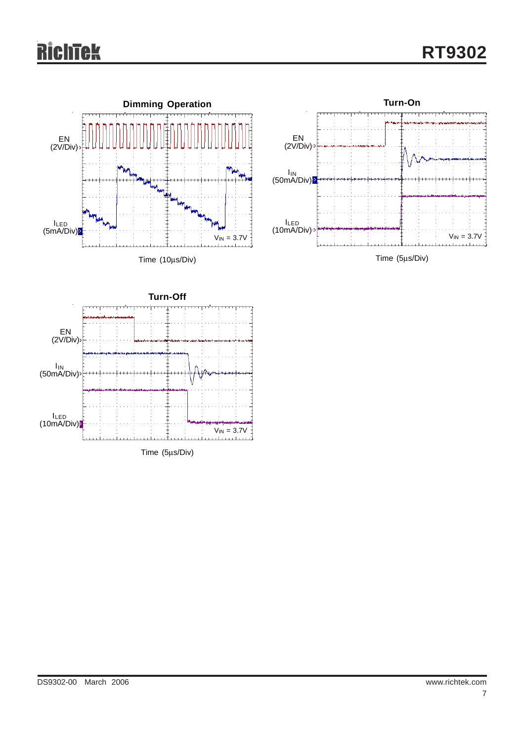### Dimming Operation

EN (2V/Div)

$I_{LED}$ (5mA/Div)

$V_{IN}$ = 3.7V

Time (10μs/Div)

### Turn-On

EN (2V/Div)

$I_{IN}$ (50mA/Div)

$I_{LED}$ (10mA/Div)

$V_{IN}$ = 3.7V

Time (5μs/Div)

### Turn-Off

EN (2V/Div)

$I_{IN}$ (50mA/Div)

$I_{LED}$ (10mA/Div)

$V_{IN}$ = 3.7V

Time (5μs/Div)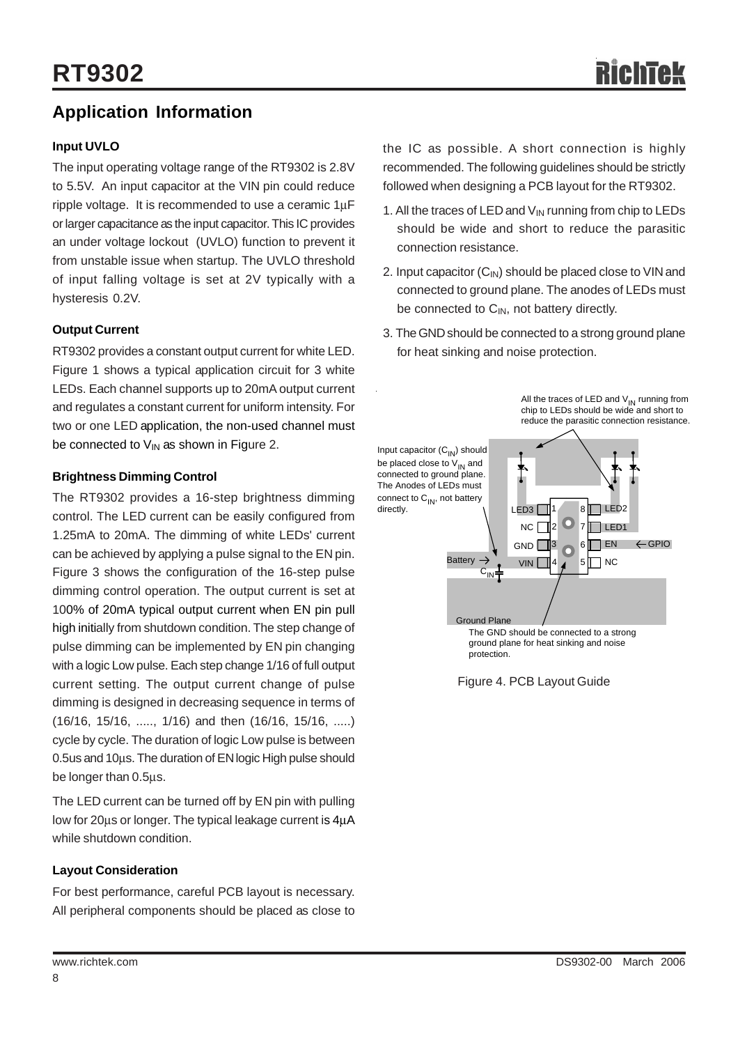## Application Information

### Input UVLO

The input operating voltage range of the RT9302 is 2.8V to 5.5V. An input capacitor at the VIN pin could reduce ripple voltage. It is recommended to use a ceramic 1μF or larger capacitance as the input capacitor. This IC provides an under voltage lockout (UVLO) function to prevent it from unstable issue when startup. The UVLO threshold of input falling voltage is set at 2V typically with a hysteresis 0.2V.

### Output Current

RT9302 provides a constant output current for white LED. Figure 1 shows a typical application circuit for 3 white LEDs. Each channel supports up to 20mA output current and regulates a constant current for uniform intensity. For two or one LED application, the non-used channel must be connected to $V_{IN}$ as shown in Figure 2.

### Brightness Dimming Control

The RT9302 provides a 16-step brightness dimming control. The LED current can be easily configured from 1.25mA to 20mA. The dimming of white LEDs' current can be achieved by applying a pulse signal to the EN pin. Figure 3 shows the configuration of the 16-step pulse dimming control operation. The output current is set at 100% of 20mA typical output current when EN pin pull high initially from shutdown condition. The step change of pulse dimming can be implemented by EN pin changing with a logic Low pulse. Each step change 1/16 of full output current setting. The output current change of pulse dimming is designed in decreasing sequence in terms of (16/16, 15/16, ....., 1/16) and then (16/16, 15/16, .....) cycle by cycle. The duration of logic Low pulse is between 0.5us and 10μs. The duration of EN logic High pulse should be longer than 0.5μs.

The LED current can be turned off by EN pin with pulling low for 20μs or longer. The typical leakage current is 4μA while shutdown condition.

### Layout Consideration

For best performance, careful PCB layout is necessary. All peripheral components should be placed as close to the IC as possible. A short connection is highly recommended. The following guidelines should be strictly followed when designing a PCB layout for the RT9302.

1. All the traces of LED and $V_{IN}$ running from chip to LEDs should be wide and short to reduce the parasitic connection resistance.
2. Input capacitor ($C_{IN}$) should be placed close to VIN and connected to ground plane. The anodes of LEDs must be connected to $C_{IN}$, not battery directly.
3. The GND should be connected to a strong ground plane for heat sinking and noise protection.

Figure 4. PCB Layout Guide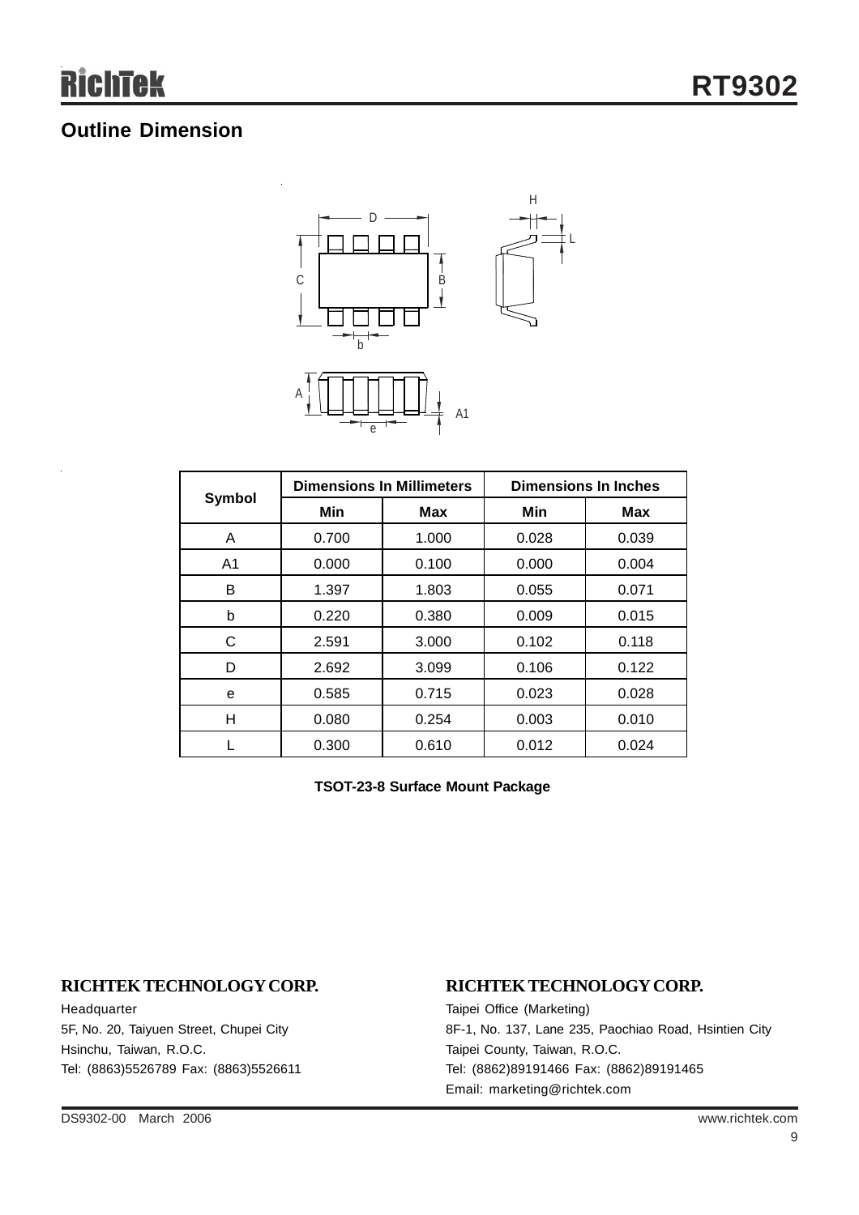## Outline Dimension

D
C
B
b
H
L
A
A1
e

| Symbol | Dimensions In Millimeters | | Dimensions In Inches | |
|---|---|---|---|---|
| | Min | Max | Min | Max |
| A | 0.700 | 1.000 | 0.028 | 0.039 |
| A1 | 0.000 | 0.100 | 0.000 | 0.004 |
| B | 1.397 | 1.803 | 0.055 | 0.071 |
| b | 0.220 | 0.380 | 0.009 | 0.015 |
| C | 2.591 | 3.000 | 0.102 | 0.118 |
| D | 2.692 | 3.099 | 0.106 | 0.122 |
| e | 0.585 | 0.715 | 0.023 | 0.028 |
| H | 0.080 | 0.254 | 0.003 | 0.010 |
| L | 0.300 | 0.610 | 0.012 | 0.024 |

**TSOT-23-8 Surface Mount Package**

**RICHTEK TECHNOLOGY CORP.**

Headquarter
5F, No. 20, Taiyuen Street, Chupei City
Hsinchu, Taiwan, R.O.C.
Tel: (8863)5526789 Fax: (8863)5526611

**RICHTEK TECHNOLOGY CORP.**

Taipei Office (Marketing)
8F-1, No. 137, Lane 235, Paochiao Road, Hsintien City
Taipei County, Taiwan, R.O.C.
Tel: (8862)89191466 Fax: (8862)89191465
Email: marketing@richtek.com